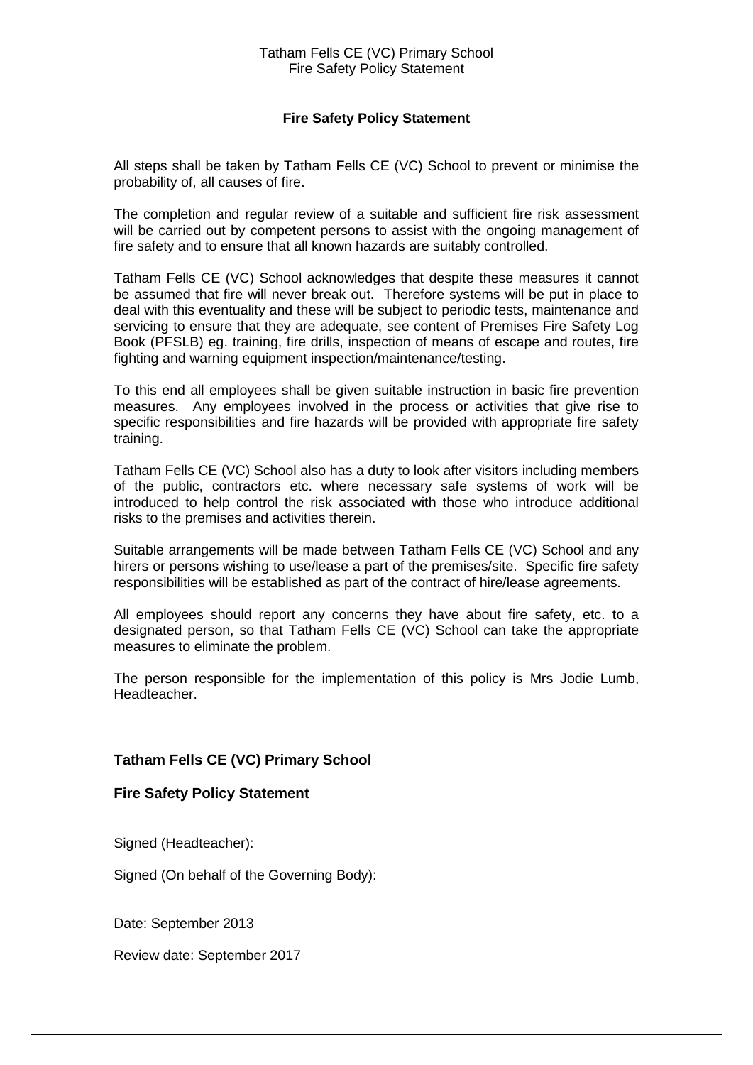# Fire Safety Policy Statement

All steps shall be taken by Tatham Fells CE (VC) School to prevent or minimise the probability of, all causes of fire.

The completion and regular review of a suitable and sufficient fire risk assessment will be carried out by competent persons to assist with the ongoing management of fire safety and to ensure that all known hazards are suitably controlled.

Tatham Fells CE (VC) School acknowledges that despite these measures it cannot be assumed that fire will never break out. Therefore systems will be put in place to deal with this eventuality and these will be subject to periodic tests, maintenance and servicing to ensure that they are adequate, see content of Premises Fire Safety Log Book (PFSLB) eg. training, fire drills, inspection of means of escape and routes, fire fighting and warning equipment inspection/maintenance/testing.

To this end all employees shall be given suitable instruction in basic fire prevention measures. Any employees involved in the process or activities that give rise to specific responsibilities and fire hazards will be provided with appropriate fire safety training.

Tatham Fells CE (VC) School also has a duty to look after visitors including members of the public, contractors etc. where necessary safe systems of work will be introduced to help control the risk associated with those who introduce additional risks to the premises and activities therein.

Suitable arrangements will be made between Tatham Fells CE (VC) School and any hirers or persons wishing to use/lease a part of the premises/site. Specific fire safety responsibilities will be established as part of the contract of hire/lease agreements.

All employees should report any concerns they have about fire safety, etc. to a designated person, so that Tatham Fells CE (VC) School can take the appropriate measures to eliminate the problem.

The person responsible for the implementation of this policy is Mrs Jodie Lumb, Headteacher.

**Tatham Fells CE (VC) Primary School**

**Fire Safety Policy Statement**

Signed (Headteacher):

Signed (On behalf of the Governing Body):

Date: September 2013

Review date: September 2017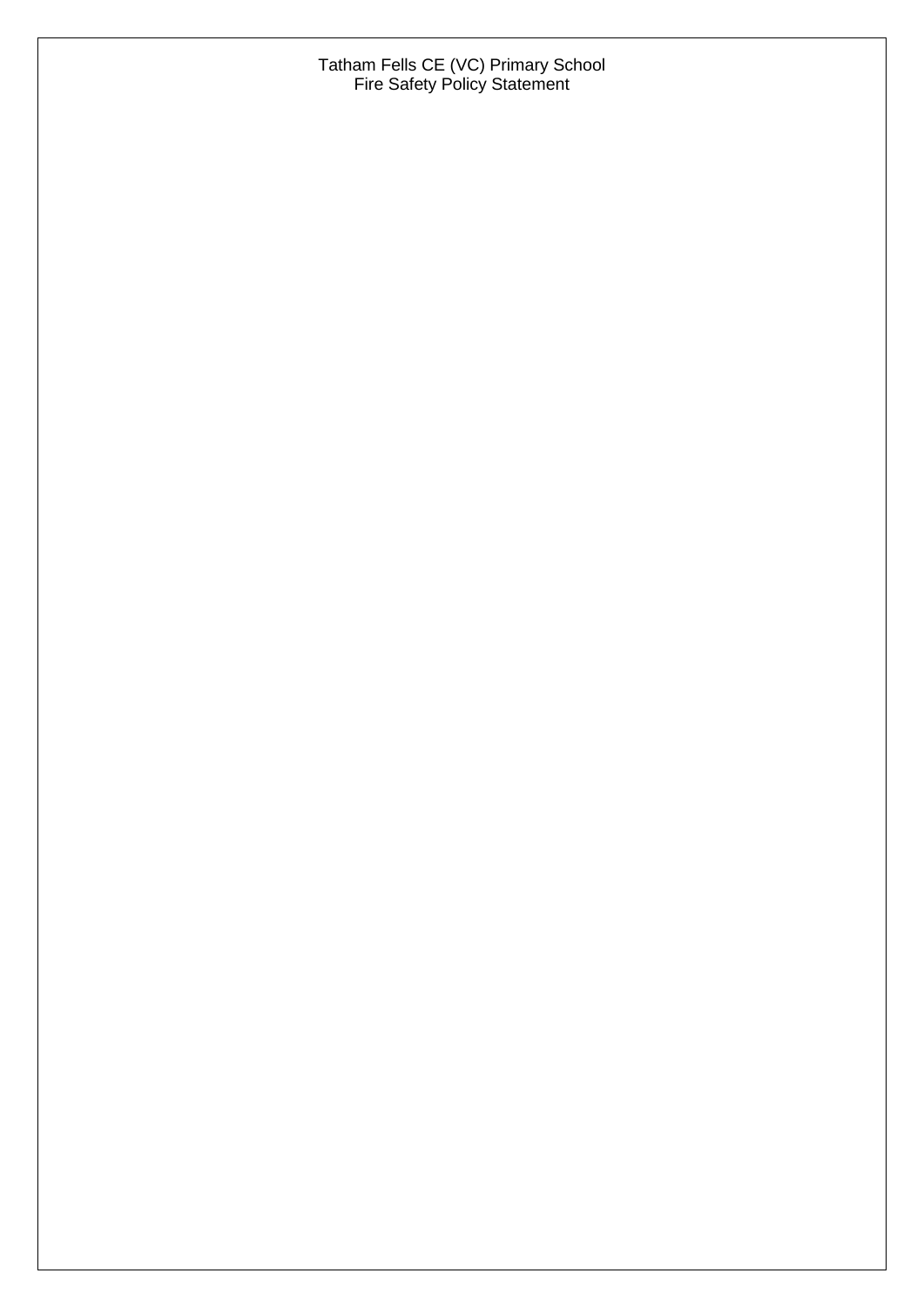Tatham Fells CE (VC) Primary School
Fire Safety Policy Statement